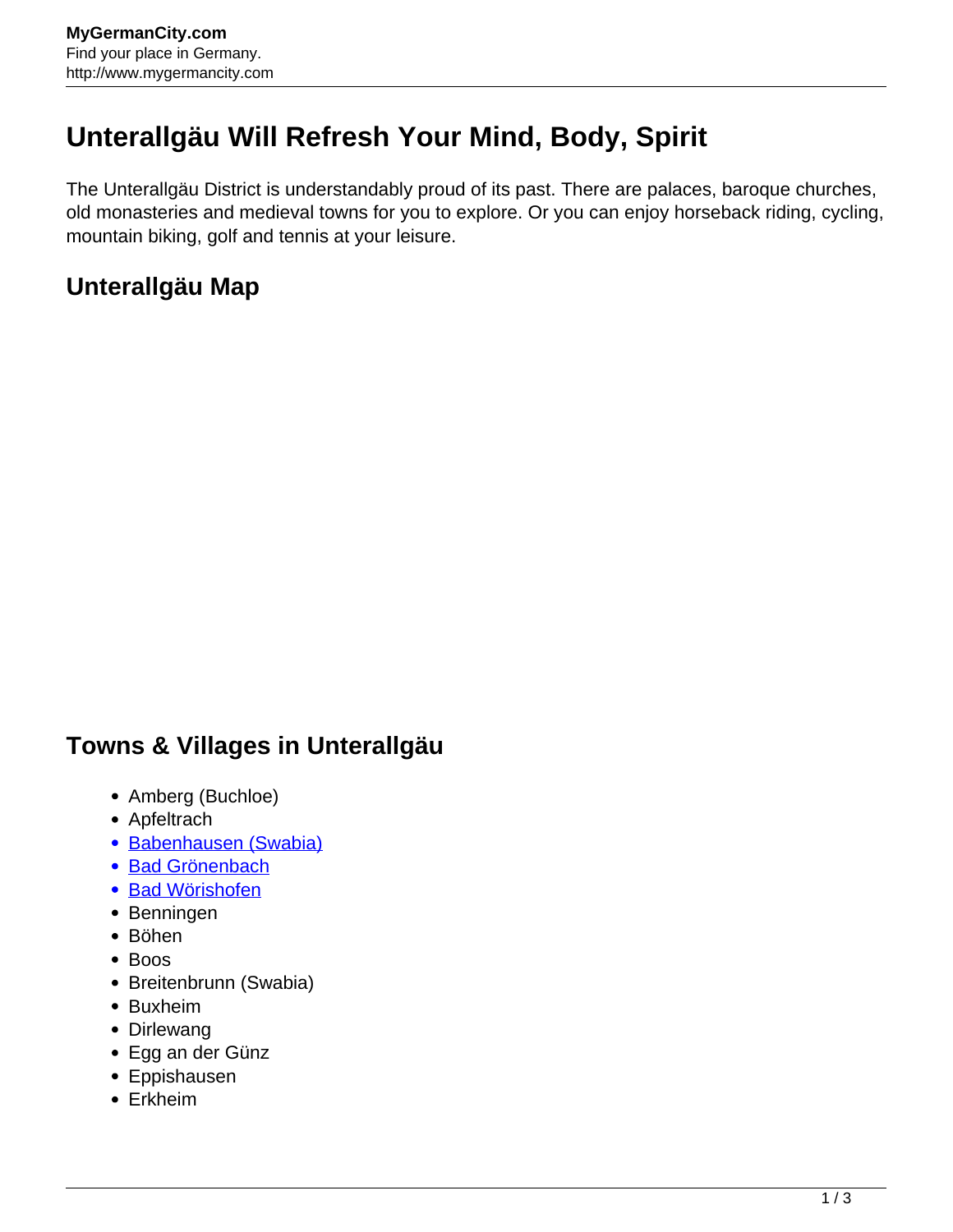# Unterallgäu Will Refresh Your Mind, Body, Spirit

The Unterallgäu District is understandably proud of its past. There are palaces, baroque churches, old monasteries and medieval towns for you to explore. Or you can enjoy horseback riding, cycling, mountain biking, golf and tennis at your leisure.

## Unterallgäu Map

## Towns & Villages in Unterallgäu

- Amberg (Buchloe)
- Apfeltrach
- Babenhausen (Swabia)
- Bad Grönenbach
- Bad Wörishofen
- Benningen
- Böhen
- Boos
- Breitenbrunn (Swabia)
- Buxheim
- Dirlewang
- Egg an der Günz
- Eppishausen
- Erkheim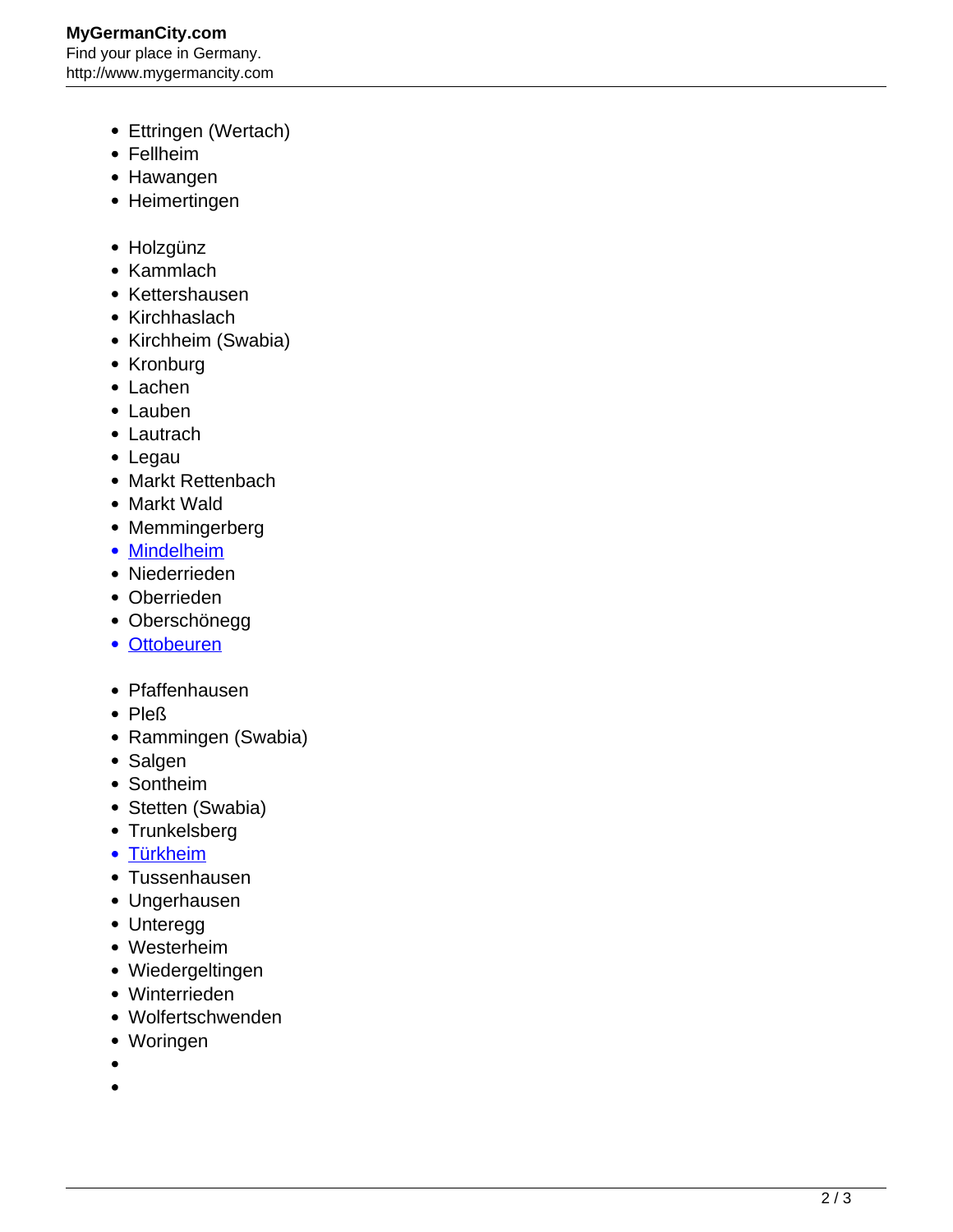- Ettringen (Wertach)
- Fellheim
- Hawangen
- Heimertingen

- Holzgünz
- Kammlach
- Kettershausen
- Kirchhaslach
- Kirchheim (Swabia)
- Kronburg
- Lachen
- Lauben
- Lautrach
- Legau
- Markt Rettenbach
- Markt Wald
- Memmingerberg
- [Mindelheim]
- Niederrieden
- Oberrieden
- Oberschönegg
- [Ottobeuren]

- Pfaffenhausen
- Pleß
- Rammingen (Swabia)
- Salgen
- Sontheim
- Stetten (Swabia)
- Trunkelsberg
- [Türkheim]
- Tussenhausen
- Ungerhausen
- Unteregg
- Westerheim
- Wiedergeltingen
- Winterrieden
- Wolfertschwenden
- Woringen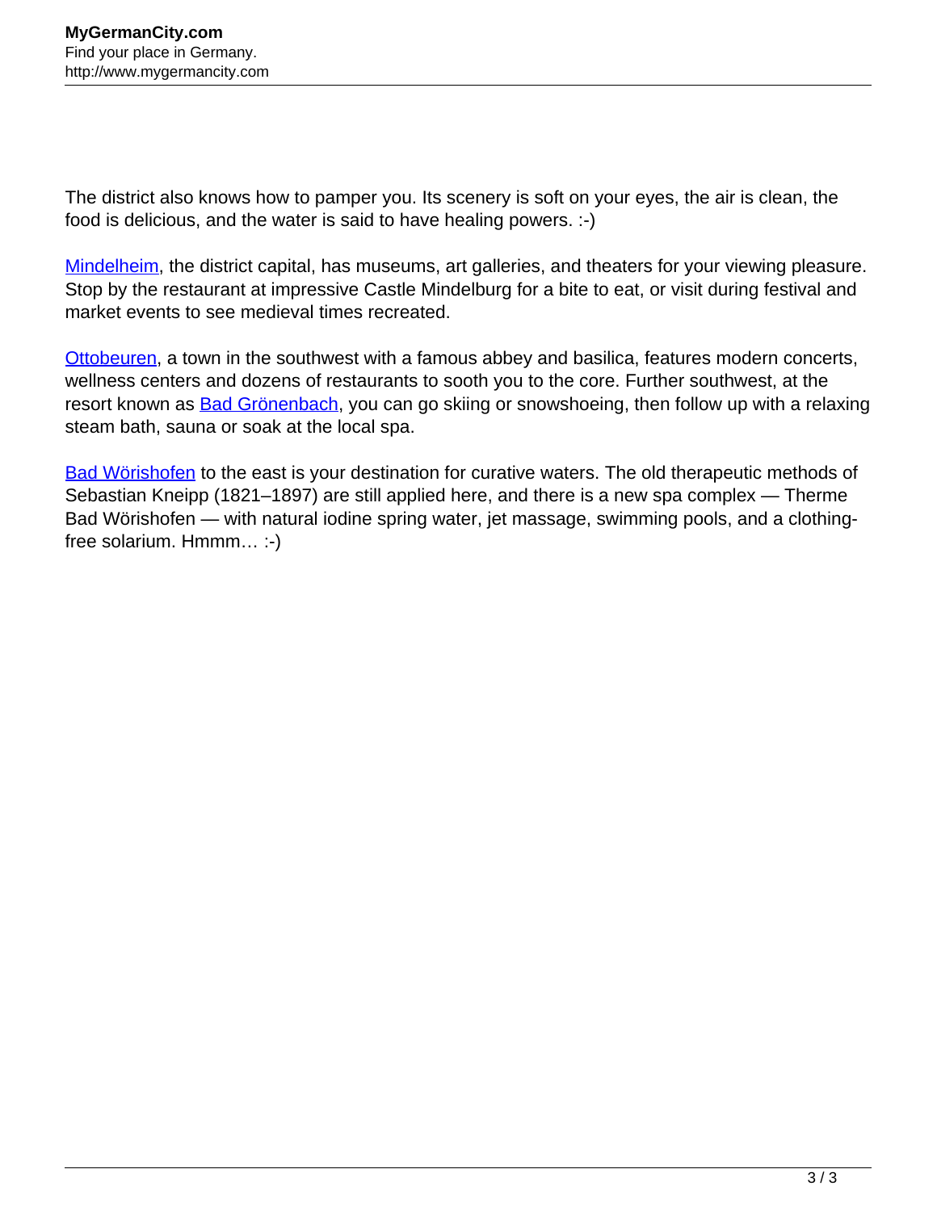The district also knows how to pamper you. Its scenery is soft on your eyes, the air is clean, the food is delicious, and the water is said to have healing powers. :-)

Mindelheim, the district capital, has museums, art galleries, and theaters for your viewing pleasure. Stop by the restaurant at impressive Castle Mindelburg for a bite to eat, or visit during festival and market events to see medieval times recreated.

Ottobeuren, a town in the southwest with a famous abbey and basilica, features modern concerts, wellness centers and dozens of restaurants to sooth you to the core. Further southwest, at the resort known as Bad Grönenbach, you can go skiing or snowshoeing, then follow up with a relaxing steam bath, sauna or soak at the local spa.

Bad Wörishofen to the east is your destination for curative waters. The old therapeutic methods of Sebastian Kneipp (1821–1897) are still applied here, and there is a new spa complex — Therme Bad Wörishofen — with natural iodine spring water, jet massage, swimming pools, and a clothing-free solarium. Hmmm… :-)